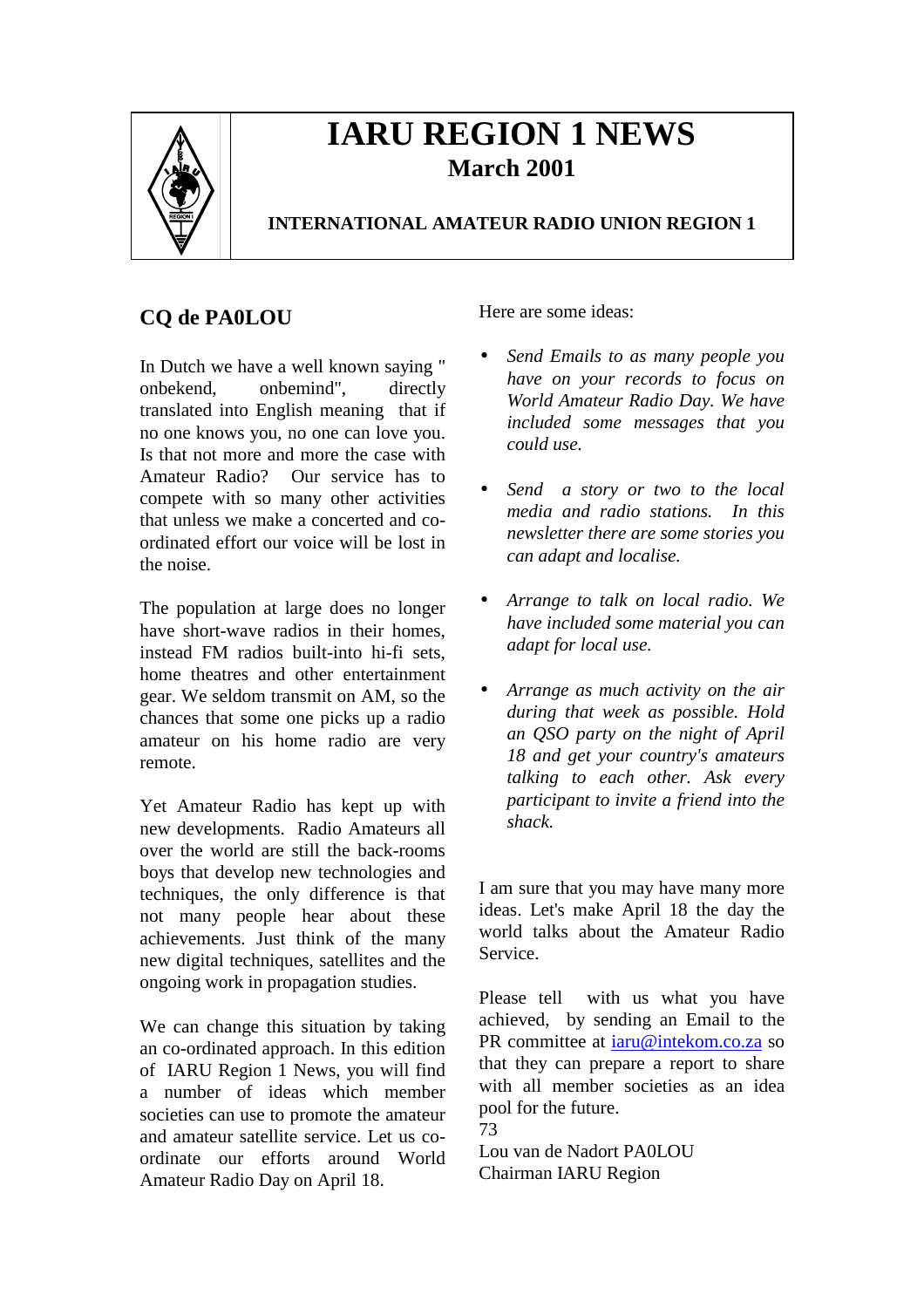# IARU REGION 1 NEWS

**March 2001**

**INTERNATIONAL AMATEUR RADIO UNION REGION 1**

## CQ de PA0LOU

In Dutch we have a well known saying " onbekend, onbemind", directly translated into English meaning that if no one knows you, no one can love you. Is that not more and more the case with Amateur Radio? Our service has to compete with so many other activities that unless we make a concerted and co-ordinated effort our voice will be lost in the noise.

The population at large does no longer have short-wave radios in their homes, instead FM radios built-into hi-fi sets, home theatres and other entertainment gear. We seldom transmit on AM, so the chances that some one picks up a radio amateur on his home radio are very remote.

Yet Amateur Radio has kept up with new developments. Radio Amateurs all over the world are still the back-rooms boys that develop new technologies and techniques, the only difference is that not many people hear about these achievements. Just think of the many new digital techniques, satellites and the ongoing work in propagation studies.

We can change this situation by taking an co-ordinated approach. In this edition of IARU Region 1 News, you will find a number of ideas which member societies can use to promote the amateur and amateur satellite service. Let us co-ordinate our efforts around World Amateur Radio Day on April 18.

Here are some ideas:

- *Send Emails to as many people you have on your records to focus on World Amateur Radio Day. We have included some messages that you could use.*
- *Send a story or two to the local media and radio stations. In this newsletter there are some stories you can adapt and localise.*
- *Arrange to talk on local radio. We have included some material you can adapt for local use.*
- *Arrange as much activity on the air during that week as possible. Hold an QSO party on the night of April 18 and get your country's amateurs talking to each other. Ask every participant to invite a friend into the shack.*

I am sure that you may have many more ideas. Let's make April 18 the day the world talks about the Amateur Radio Service.

Please tell with us what you have achieved, by sending an Email to the PR committee at iaru@intekom.co.za so that they can prepare a report to share with all member societies as an idea pool for the future.

73

Lou van de Nadort PA0LOU
Chairman IARU Region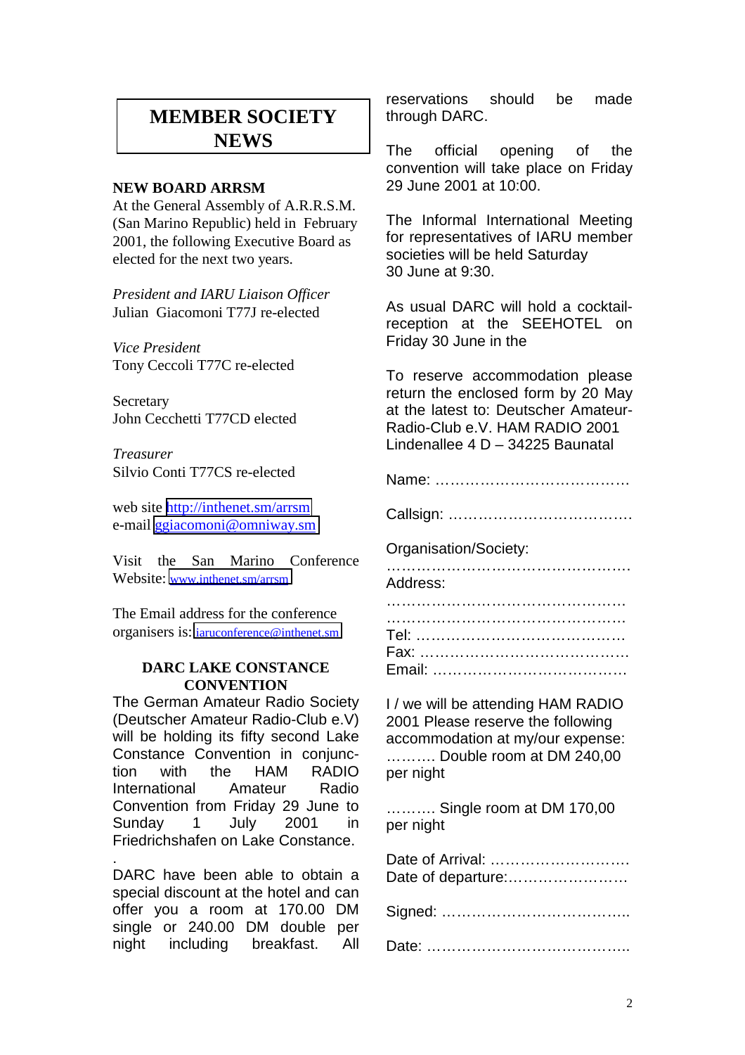# MEMBER SOCIETY NEWS

**NEW BOARD ARRSM**

At the General Assembly of A.R.R.S.M. (San Marino Republic) held in February 2001, the following Executive Board as elected for the next two years.

*President and IARU Liaison Officer*
Julian Giacomoni T77J re-elected

*Vice President*
Tony Ceccoli T77C re-elected

Secretary
John Cecchetti T77CD elected

*Treasurer*
Silvio Conti T77CS re-elected

web site http://inthenet.sm/arrsm
e-mail ggiacomoni@omniway.sm

Visit the San Marino Conference Website: www.inthenet.sm/arrsm

The Email address for the conference organisers is: iaruconference@inthenet.sm

**DARC LAKE CONSTANCE CONVENTION**

The German Amateur Radio Society (Deutscher Amateur-Radio-Club e.V) will be holding its fifty second Lake Constance Convention in conjunction with the HAM RADIO International Amateur Radio Convention from Friday 29 June to Sunday 1 July 2001 in Friedrichshafen on Lake Constance.

.

DARC have been able to obtain a special discount at the hotel and can offer you a room at 170.00 DM single or 240.00 DM double per night including breakfast. All reservations should be made through DARC.

The official opening of the convention will take place on Friday 29 June 2001 at 10:00.

The Informal International Meeting for representatives of IARU member societies will be held Saturday 30 June at 9:30.

As usual DARC will hold a cocktail-reception at the SEEHOTEL on Friday 30 June in the

To reserve accommodation please return the enclosed form by 20 May at the latest to: Deutscher Amateur-Radio-Club e.V. HAM RADIO 2001 Lindenallee 4 D – 34225 Baunatal

Name: …………………………………

Callsign: ……………………………….

Organisation/Society: ………………………………………….

Address: …………………………………………
…………………………………………
Tel: ……………………………………
Fax: ……………………………………
Email: …………………………………

I / we will be attending HAM RADIO 2001 Please reserve the following accommodation at my/our expense:
………. Double room at DM 240,00 per night

………. Single room at DM 170,00 per night

Date of Arrival: ……………………….
Date of departure:……………………

Signed: ………………………………..

Date: …………………………………..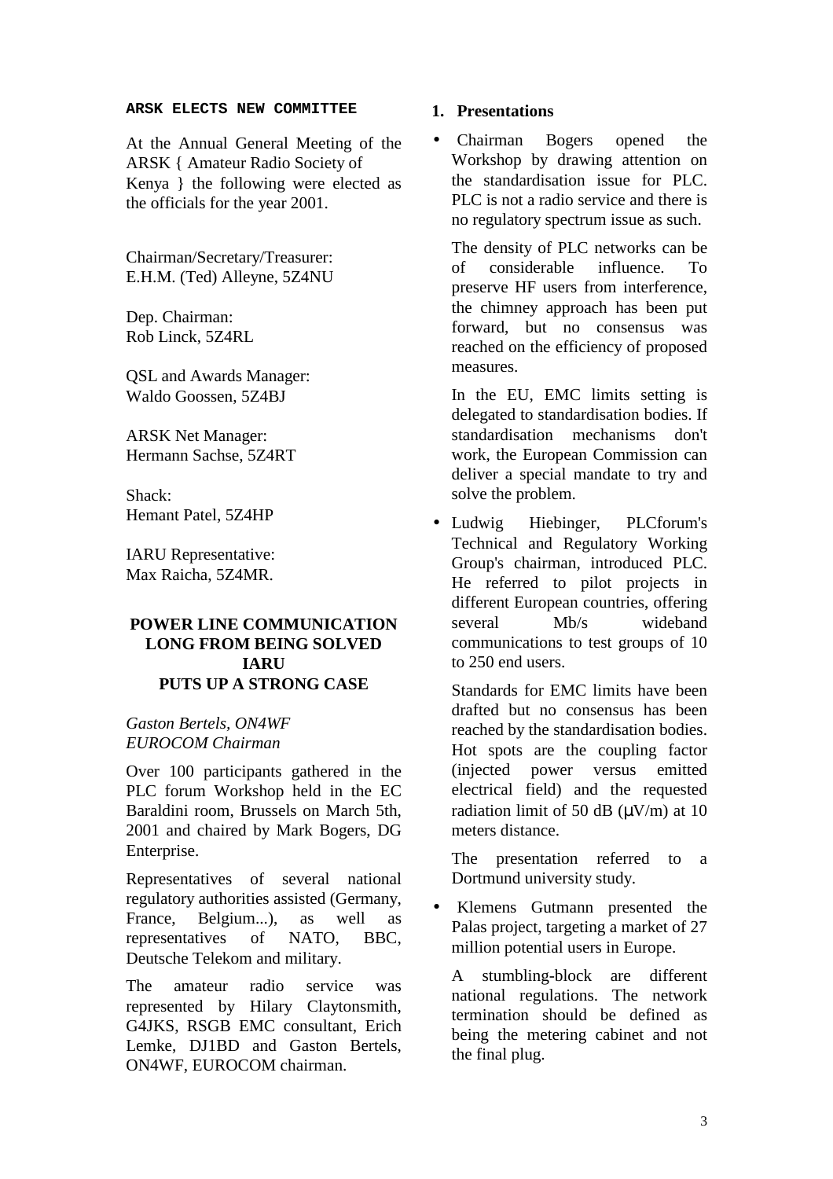## ARSK ELECTS NEW COMMITTEE

At the Annual General Meeting of the ARSK { Amateur Radio Society of Kenya } the following were elected as the officials for the year 2001.

Chairman/Secretary/Treasurer:
E.H.M. (Ted) Alleyne, 5Z4NU

Dep. Chairman:
Rob Linck, 5Z4RL

QSL and Awards Manager:
Waldo Goossen, 5Z4BJ

ARSK Net Manager:
Hermann Sachse, 5Z4RT

Shack:
Hemant Patel, 5Z4HP

IARU Representative:
Max Raicha, 5Z4MR.

## POWER LINE COMMUNICATION LONG FROM BEING SOLVED IARU PUTS UP A STRONG CASE

*Gaston Bertels, ON4WF*
*EUROCOM Chairman*

Over 100 participants gathered in the PLC forum Workshop held in the EC Baraldini room, Brussels on March 5th, 2001 and chaired by Mark Bogers, DG Enterprise.

Representatives of several national regulatory authorities assisted (Germany, France, Belgium...), as well as representatives of NATO, BBC, Deutsche Telekom and military.

The amateur radio service was represented by Hilary Claytonsmith, G4JKS, RSGB EMC consultant, Erich Lemke, DJ1BD and Gaston Bertels, ON4WF, EUROCOM chairman.

### 1. Presentations

- Chairman Bogers opened the Workshop by drawing attention on the standardisation issue for PLC. PLC is not a radio service and there is no regulatory spectrum issue as such.

  The density of PLC networks can be of considerable influence. To preserve HF users from interference, the chimney approach has been put forward, but no consensus was reached on the efficiency of proposed measures.

  In the EU, EMC limits setting is delegated to standardisation bodies. If standardisation mechanisms don't work, the European Commission can deliver a special mandate to try and solve the problem.

- Ludwig Hiebinger, PLCforum's Technical and Regulatory Working Group's chairman, introduced PLC. He referred to pilot projects in different European countries, offering several Mb/s wideband communications to test groups of 10 to 250 end users.

  Standards for EMC limits have been drafted but no consensus has been reached by the standardisation bodies. Hot spots are the coupling factor (injected power versus emitted electrical field) and the requested radiation limit of 50 dB (μV/m) at 10 meters distance.

  The presentation referred to a Dortmund university study.

- Klemens Gutmann presented the Palas project, targeting a market of 27 million potential users in Europe.

  A stumbling-block are different national regulations. The network termination should be defined as being the metering cabinet and not the final plug.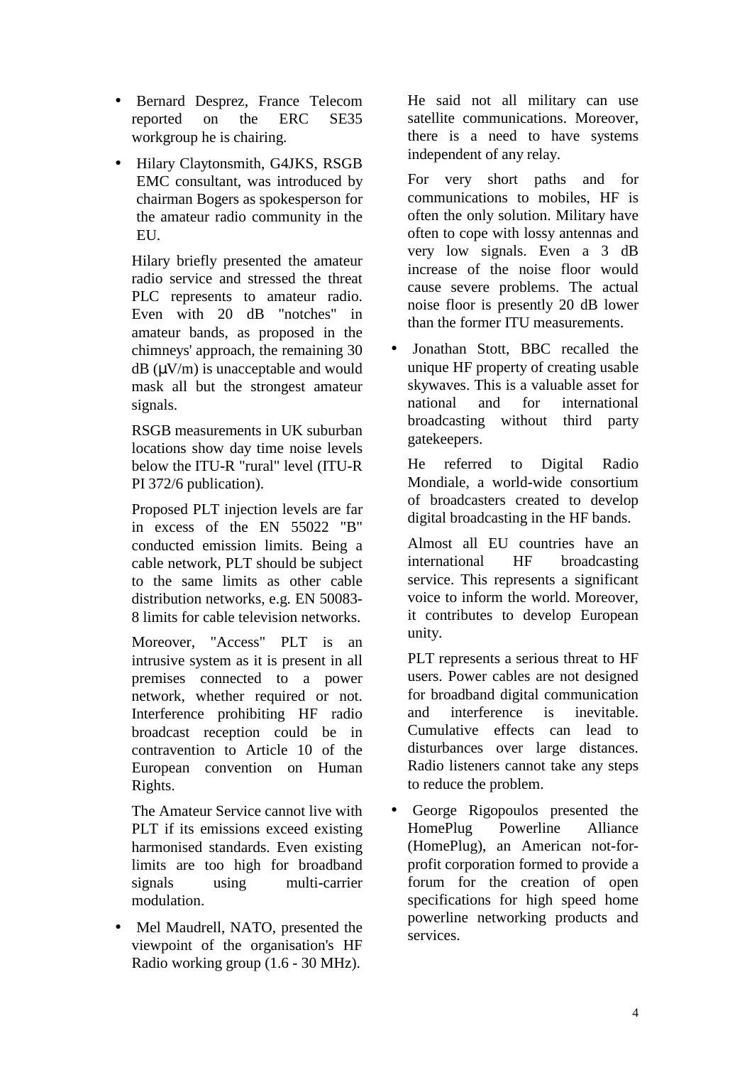- Bernard Desprez, France Telecom reported on the ERC SE35 workgroup he is chairing.

- Hilary Claytonsmith, G4JKS, RSGB EMC consultant, was introduced by chairman Bogers as spokesperson for the amateur radio community in the EU.

  Hilary briefly presented the amateur radio service and stressed the threat PLC represents to amateur radio. Even with 20 dB "notches" in amateur bands, as proposed in the chimneys' approach, the remaining 30 dB (μV/m) is unacceptable and would mask all but the strongest amateur signals.

  RSGB measurements in UK suburban locations show day time noise levels below the ITU-R "rural" level (ITU-R PI 372/6 publication).

  Proposed PLT injection levels are far in excess of the EN 55022 "B" conducted emission limits. Being a cable network, PLT should be subject to the same limits as other cable distribution networks, e.g. EN 50083-8 limits for cable television networks.

  Moreover, "Access" PLT is an intrusive system as it is present in all premises connected to a power network, whether required or not. Interference prohibiting HF radio broadcast reception could be in contravention to Article 10 of the European convention on Human Rights.

  The Amateur Service cannot live with PLT if its emissions exceed existing harmonised standards. Even existing limits are too high for broadband signals using multi-carrier modulation.

- Mel Maudrell, NATO, presented the viewpoint of the organisation's HF Radio working group (1.6 - 30 MHz).

  He said not all military can use satellite communications. Moreover, there is a need to have systems independent of any relay.

  For very short paths and for communications to mobiles, HF is often the only solution. Military have often to cope with lossy antennas and very low signals. Even a 3 dB increase of the noise floor would cause severe problems. The actual noise floor is presently 20 dB lower than the former ITU measurements.

- Jonathan Stott, BBC recalled the unique HF property of creating usable skywaves. This is a valuable asset for national and for international broadcasting without third party gatekeepers.

  He referred to Digital Radio Mondiale, a world-wide consortium of broadcasters created to develop digital broadcasting in the HF bands.

  Almost all EU countries have an international HF broadcasting service. This represents a significant voice to inform the world. Moreover, it contributes to develop European unity.

  PLT represents a serious threat to HF users. Power cables are not designed for broadband digital communication and interference is inevitable. Cumulative effects can lead to disturbances over large distances. Radio listeners cannot take any steps to reduce the problem.

- George Rigopoulos presented the HomePlug Powerline Alliance (HomePlug), an American not-for-profit corporation formed to provide a forum for the creation of open specifications for high speed home powerline networking products and services.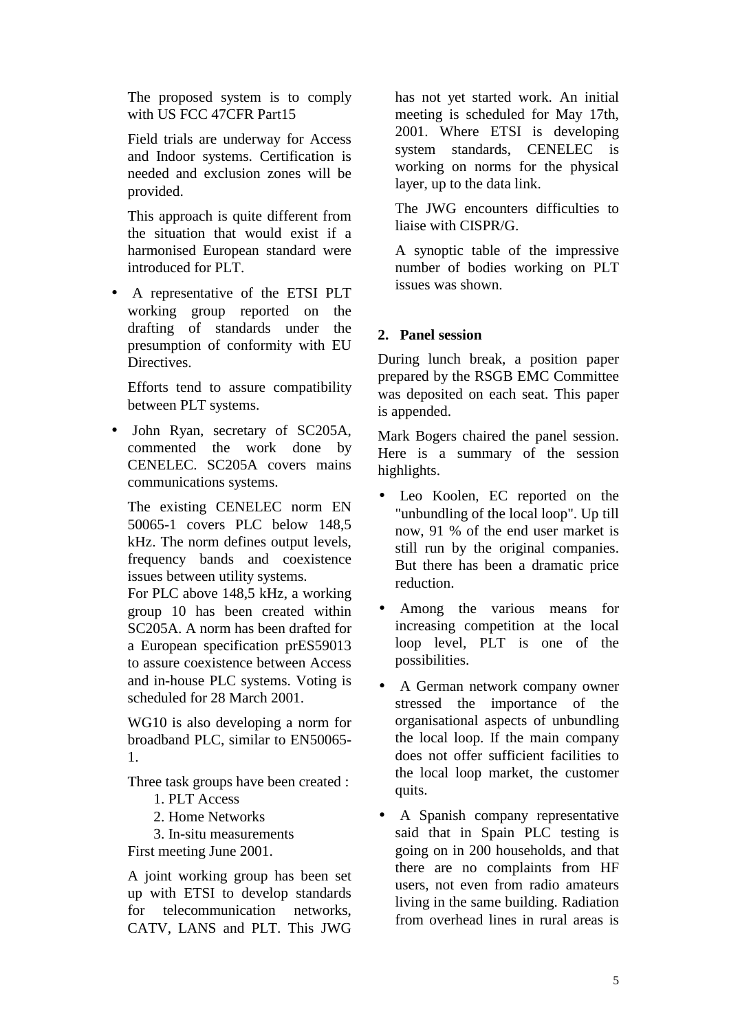The proposed system is to comply with US FCC 47CFR Part15

Field trials are underway for Access and Indoor systems. Certification is needed and exclusion zones will be provided.

This approach is quite different from the situation that would exist if a harmonised European standard were introduced for PLT.

- A representative of the ETSI PLT working group reported on the drafting of standards under the presumption of conformity with EU Directives.

  Efforts tend to assure compatibility between PLT systems.

- John Ryan, secretary of SC205A, commented the work done by CENELEC. SC205A covers mains communications systems.

  The existing CENELEC norm EN 50065-1 covers PLC below 148,5 kHz. The norm defines output levels, frequency bands and coexistence issues between utility systems.
  For PLC above 148,5 kHz, a working group 10 has been created within SC205A. A norm has been drafted for a European specification prES59013 to assure coexistence between Access and in-house PLC systems. Voting is scheduled for 28 March 2001.

  WG10 is also developing a norm for broadband PLC, similar to EN50065-1.

  Three task groups have been created :
  1. PLT Access
  2. Home Networks
  3. In-situ measurements

  First meeting June 2001.

  A joint working group has been set up with ETSI to develop standards for telecommunication networks, CATV, LANS and PLT. This JWG has not yet started work. An initial meeting is scheduled for May 17th, 2001. Where ETSI is developing system standards, CENELEC is working on norms for the physical layer, up to the data link.

  The JWG encounters difficulties to liaise with CISPR/G.

  A synoptic table of the impressive number of bodies working on PLT issues was shown.

## 2. Panel session

During lunch break, a position paper prepared by the RSGB EMC Committee was deposited on each seat. This paper is appended.

Mark Bogers chaired the panel session. Here is a summary of the session highlights.

- Leo Koolen, EC reported on the "unbundling of the local loop". Up till now, 91 % of the end user market is still run by the original companies. But there has been a dramatic price reduction.
- Among the various means for increasing competition at the local loop level, PLT is one of the possibilities.
- A German network company owner stressed the importance of the organisational aspects of unbundling the local loop. If the main company does not offer sufficient facilities to the local loop market, the customer quits.
- A Spanish company representative said that in Spain PLC testing is going on in 200 households, and that there are no complaints from HF users, not even from radio amateurs living in the same building. Radiation from overhead lines in rural areas is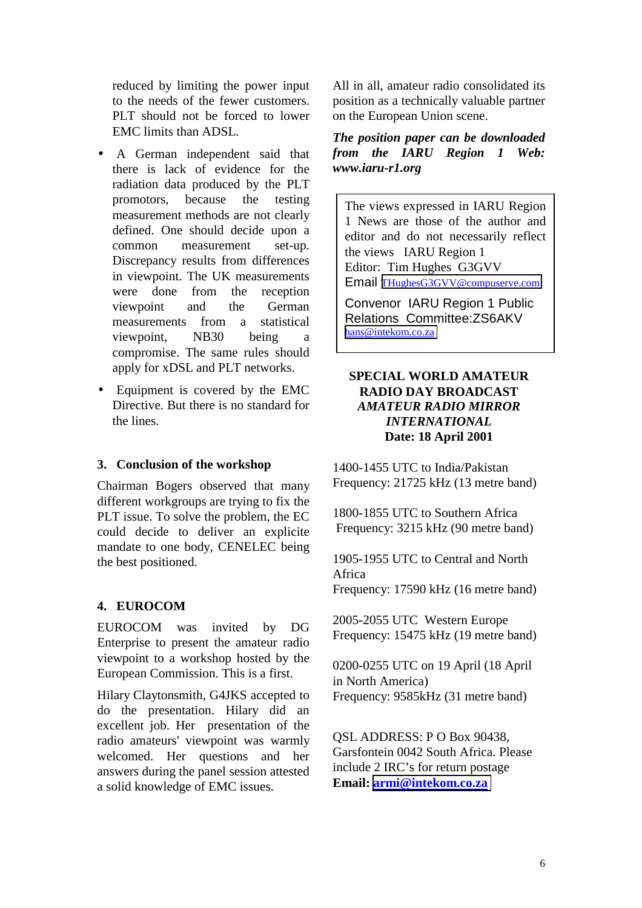reduced by limiting the power input to the needs of the fewer customers. PLT should not be forced to lower EMC limits than ADSL.

- A German independent said that there is lack of evidence for the radiation data produced by the PLT promotors, because the testing measurement methods are not clearly defined. One should decide upon a common measurement set-up. Discrepancy results from differences in viewpoint. The UK measurements were done from the reception viewpoint and the German measurements from a statistical viewpoint, NB30 being a compromise. The same rules should apply for xDSL and PLT networks.
- Equipment is covered by the EMC Directive. But there is no standard for the lines.

## 3. Conclusion of the workshop

Chairman Bogers observed that many different workgroups are trying to fix the PLT issue. To solve the problem, the EC could decide to deliver an explicite mandate to one body, CENELEC being the best positioned.

## 4. EUROCOM

EUROCOM was invited by DG Enterprise to present the amateur radio viewpoint to a workshop hosted by the European Commission. This is a first.

Hilary Claytonsmith, G4JKS accepted to do the presentation. Hilary did an excellent job. Her presentation of the radio amateurs' viewpoint was warmly welcomed. Her questions and her answers during the panel session attested a solid knowledge of EMC issues.

All in all, amateur radio consolidated its position as a technically valuable partner on the European Union scene.

***The position paper can be downloaded from the IARU Region 1 Web: www.iaru-r1.org***

> The views expressed in IARU Region 1 News are those of the author and editor and do not necessarily reflect the views IARU Region 1
> Editor: Tim Hughes G3GVV
> Email THughesG3GVV@compuserve.com
>
> Convenor IARU Region 1 Public Relations Committee:ZS6AKV
> hans@intekom.co.za

**SPECIAL WORLD AMATEUR RADIO DAY BROADCAST**
***AMATEUR RADIO MIRROR INTERNATIONAL***
**Date: 18 April 2001**

1400-1455 UTC to India/Pakistan
Frequency: 21725 kHz (13 metre band)

1800-1855 UTC to Southern Africa
Frequency: 3215 kHz (90 metre band)

1905-1955 UTC to Central and North Africa
Frequency: 17590 kHz (16 metre band)

2005-2055 UTC Western Europe
Frequency: 15475 kHz (19 metre band)

0200-0255 UTC on 19 April (18 April in North America)
Frequency: 9585kHz (31 metre band)

QSL ADDRESS: P O Box 90438, Garsfontein 0042 South Africa. Please include 2 IRC's for return postage
**Email: armi@intekom.co.za**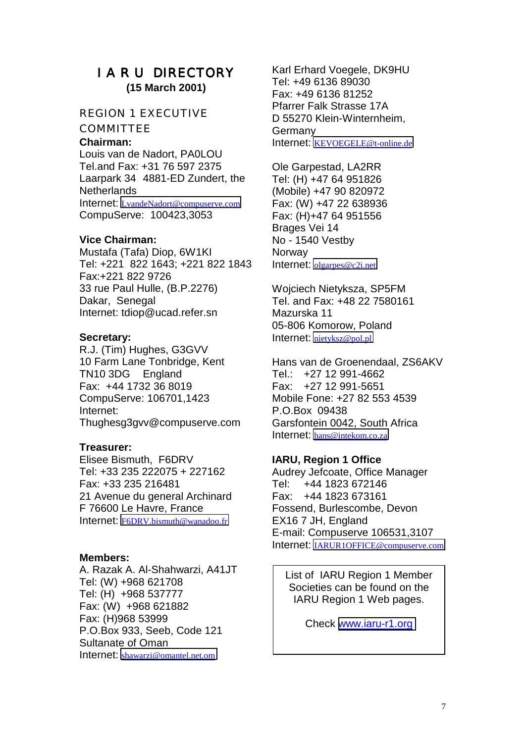# I A R U DIRECTORY

**(15 March 2001)**

## REGION 1 EXECUTIVE COMMITTEE

**Chairman:**
Louis van de Nadort, PA0LOU
Tel.and Fax: +31 76 597 2375
Laarpark 34 4881-ED Zundert, the Netherlands
Internet: LvandeNadort@compuserve.com
CompuServe: 100423,3053

**Vice Chairman:**
Mustafa (Tafa) Diop, 6W1KI
Tel: +221 822 1643; +221 822 1843
Fax:+221 822 9726
33 rue Paul Hulle, (B.P.2276)
Dakar, Senegal
Internet: tdiop@ucad.refer.sn

**Secretary:**
R.J. (Tim) Hughes, G3GVV
10 Farm Lane Tonbridge, Kent
TN10 3DG England
Fax: +44 1732 36 8019
CompuServe: 106701,1423
Internet:
Thughesg3gvv@compuserve.com

**Treasurer:**
Elisee Bismuth, F6DRV
Tel: +33 235 222075 + 227162
Fax: +33 235 216481
21 Avenue du general Archinard
F 76600 Le Havre, France
Internet: F6DRV.bismuth@wanadoo.fr

**Members:**
A. Razak A. Al-Shahwarzi, A41JT
Tel: (W) +968 621708
Tel: (H) +968 537777
Fax: (W) +968 621882
Fax: (H)968 53999
P.O.Box 933, Seeb, Code 121
Sultanate of Oman
Internet: shawarzi@omantel.net.om

Karl Erhard Voegele, DK9HU
Tel: +49 6136 89030
Fax: +49 6136 81252
Pfarrer Falk Strasse 17A
D 55270 Klein-Winternheim, Germany
Internet: KEVOEGELE@t-online.de

Ole Garpestad, LA2RR
Tel: (H) +47 64 951826
(Mobile) +47 90 820972
Fax: (W) +47 22 638936
Fax: (H)+47 64 951556
Brages Vei 14
No - 1540 Vestby
Norway
Internet: olgarpes@c2i.net

Wojciech Nietyksza, SP5FM
Tel. and Fax: +48 22 7580161
Mazurska 11
05-806 Komorow, Poland
Internet: nietyksz@pol.pl

Hans van de Groenendaal, ZS6AKV
Tel.: +27 12 991-4662
Fax: +27 12 991-5651
Mobile Fone: +27 82 553 4539
P.O.Box 09438
Garsfontein 0042, South Africa
Internet: hans@intekom.co.za

**IARU, Region 1 Office**
Audrey Jefcoate, Office Manager
Tel: +44 1823 672146
Fax: +44 1823 673161
Fossend, Burlescombe, Devon
EX16 7 JH, England
E-mail: Compuserve 106531,3107
Internet: IARUR1OFFICE@compuserve.com

List of IARU Region 1 Member Societies can be found on the IARU Region 1 Web pages.

Check www.iaru-r1.org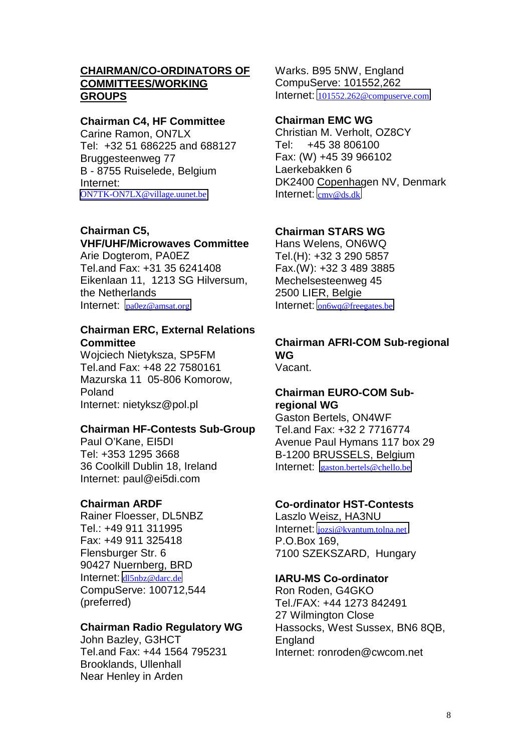## CHAIRMAN/CO-ORDINATORS OF COMMITTEES/WORKING GROUPS

**Chairman C4, HF Committee**
Carine Ramon, ON7LX
Tel: +32 51 686225 and 688127
Bruggesteenweg 77
B - 8755 Ruiselede, Belgium
Internet:
ON7TK-ON7LX@village.uunet.be

**Chairman C5, VHF/UHF/Microwaves Committee**
Arie Dogterom, PA0EZ
Tel.and Fax: +31 35 6241408
Eikenlaan 11, 1213 SG Hilversum, the Netherlands
Internet: pa0ez@amsat.org

**Chairman ERC, External Relations Committee**
Wojciech Nietyksza, SP5FM
Tel.and Fax: +48 22 7580161
Mazurska 11 05-806 Komorow, Poland
Internet: nietyksz@pol.pl

**Chairman HF-Contests Sub-Group**
Paul O'Kane, EI5DI
Tel: +353 1295 3668
36 Coolkill Dublin 18, Ireland
Internet: paul@ei5di.com

**Chairman ARDF**
Rainer Floesser, DL5NBZ
Tel.: +49 911 311995
Fax: +49 911 325418
Flensburger Str. 6
90427 Nuernberg, BRD
Internet: dl5nbz@darc.de
CompuServe: 100712,544 (preferred)

**Chairman Radio Regulatory WG**
John Bazley, G3HCT
Tel.and Fax: +44 1564 795231
Brooklands, Ullenhall
Near Henley in Arden
Warks. B95 5NW, England
CompuServe: 101552,262
Internet: 101552.262@compuserve.com

**Chairman EMC WG**
Christian M. Verholt, OZ8CY
Tel: +45 38 806100
Fax: (W) +45 39 966102
Laerkebakken 6
DK2400 Copenhagen NV, Denmark
Internet: cmv@ds.dk

**Chairman STARS WG**
Hans Welens, ON6WQ
Tel.(H): +32 3 290 5857
Fax.(W): +32 3 489 3885
Mechelsesteenweg 45
2500 LIER, Belgie
Internet: on6wq@freegates.be

**Chairman AFRI-COM Sub-regional WG**
Vacant.

**Chairman EURO-COM Sub-regional WG**
Gaston Bertels, ON4WF
Tel.and Fax: +32 2 7716774
Avenue Paul Hymans 117 box 29
B-1200 BRUSSELS, Belgium
Internet: gaston.bertels@chello.be

**Co-ordinator HST-Contests**
Laszlo Weisz, HA3NU
Internet: jozsi@kvantum.tolna.net
P.O.Box 169,
7100 SZEKSZARD, Hungary

**IARU-MS Co-ordinator**
Ron Roden, G4GKO
Tel./FAX: +44 1273 842491
27 Wilmington Close
Hassocks, West Sussex, BN6 8QB, England
Internet: ronroden@cwcom.net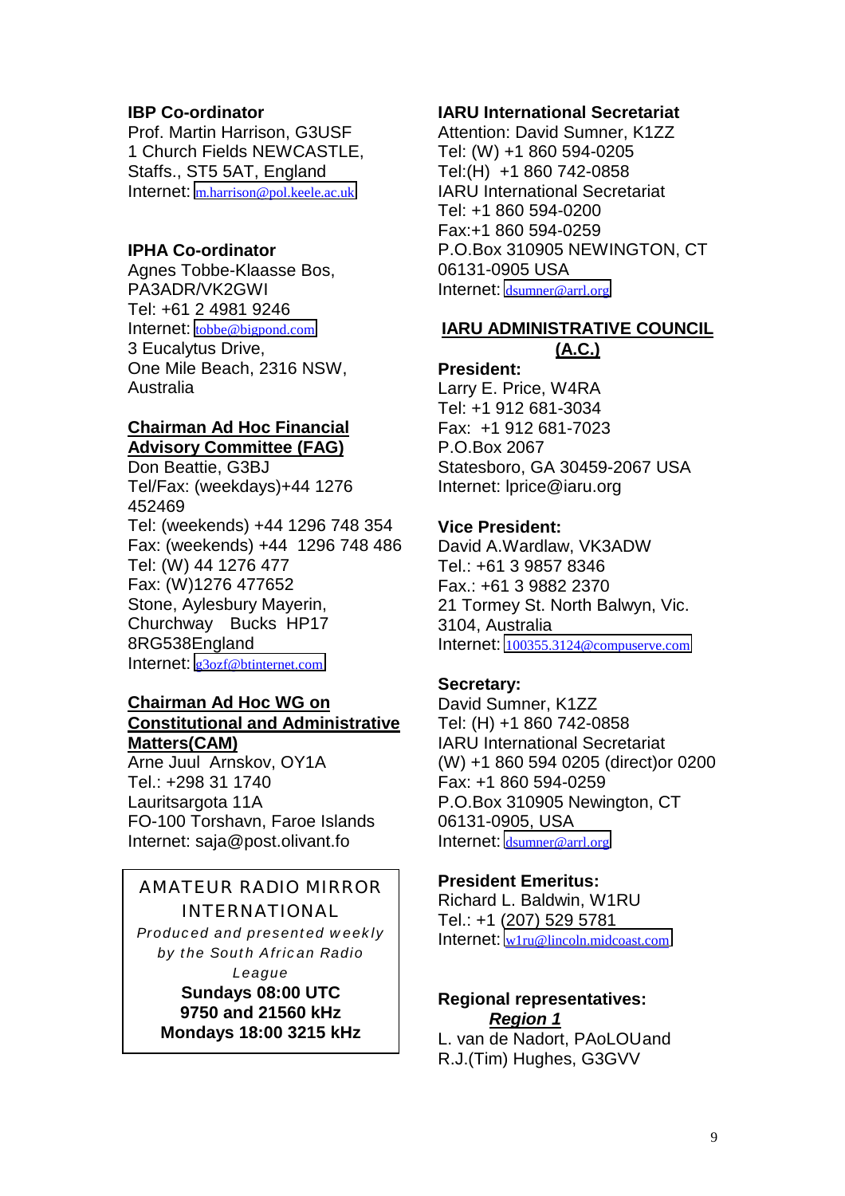**IBP Co-ordinator**
Prof. Martin Harrison, G3USF
1 Church Fields NEWCASTLE,
Staffs., ST5 5AT, England
Internet: m.harrison@pol.keele.ac.uk

**IPHA Co-ordinator**
Agnes Tobbe-Klaasse Bos,
PA3ADR/VK2GWI
Tel: +61 2 4981 9246
Internet: tobbe@bigpond.com
3 Eucalytus Drive,
One Mile Beach, 2316 NSW,
Australia

**Chairman Ad Hoc Financial Advisory Committee (FAG)**
Don Beattie, G3BJ
Tel/Fax: (weekdays)+44 1276 452469
Tel: (weekends) +44 1296 748 354
Fax: (weekends) +44 1296 748 486
Tel: (W) 44 1276 477
Fax: (W)1276 477652
Stone, Aylesbury Mayerin,
Churchway Bucks HP17
8RG538England
Internet: g3ozf@btinternet.com

**Chairman Ad Hoc WG on Constitutional and Administrative Matters(CAM)**
Arne Juul Arnskov, OY1A
Tel.: +298 31 1740
Lauritsargota 11A
FO-100 Torshavn, Faroe Islands
Internet: saja@post.olivant.fo

AMATEUR RADIO MIRROR INTERNATIONAL
*Produced and presented weekly by the South African Radio League*
**Sundays 08:00 UTC**
**9750 and 21560 kHz**
**Mondays 18:00 3215 kHz**

**IARU International Secretariat**
Attention: David Sumner, K1ZZ
Tel: (W) +1 860 594-0205
Tel:(H) +1 860 742-0858
IARU International Secretariat
Tel: +1 860 594-0200
Fax:+1 860 594-0259
P.O.Box 310905 NEWINGTON, CT
06131-0905 USA
Internet: dsumner@arrl.org

## IARU ADMINISTRATIVE COUNCIL (A.C.)

**President:**
Larry E. Price, W4RA
Tel: +1 912 681-3034
Fax: +1 912 681-7023
P.O.Box 2067
Statesboro, GA 30459-2067 USA
Internet: lprice@iaru.org

**Vice President:**
David A.Wardlaw, VK3ADW
Tel.: +61 3 9857 8346
Fax.: +61 3 9882 2370
21 Tormey St. North Balwyn, Vic.
3104, Australia
Internet: 100355.3124@compuserve.com

**Secretary:**
David Sumner, K1ZZ
Tel: (H) +1 860 742-0858
IARU International Secretariat
(W) +1 860 594 0205 (direct)or 0200
Fax: +1 860 594-0259
P.O.Box 310905 Newington, CT
06131-0905, USA
Internet: dsumner@arrl.org

**President Emeritus:**
Richard L. Baldwin, W1RU
Tel.: +1 (207) 529 5781
Internet: w1ru@lincoln.midcoast.com

**Regional representatives:**
***Region 1***
L. van de Nadort, PAoLOUand
R.J.(Tim) Hughes, G3GVV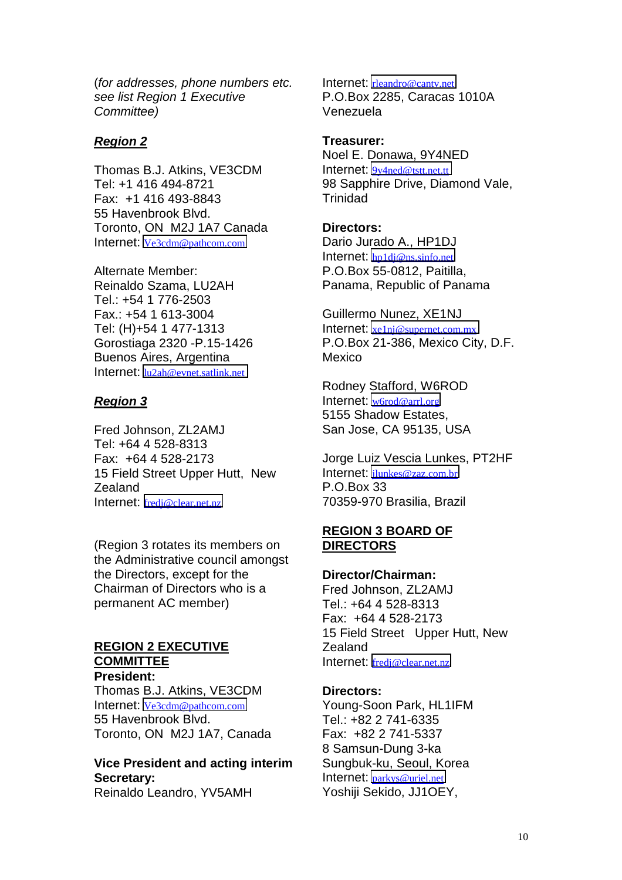(*for addresses, phone numbers etc. see list Region 1 Executive Committee)*

***Region 2***

Thomas B.J. Atkins, VE3CDM
Tel: +1 416 494-8721
Fax: +1 416 493-8843
55 Havenbrook Blvd.
Toronto, ON M2J 1A7 Canada
Internet: Ve3cdm@pathcom.com

Alternate Member:
Reinaldo Szama, LU2AH
Tel.: +54 1 776-2503
Fax.: +54 1 613-3004
Tel: (H)+54 1 477-1313
Gorostiaga 2320 -P.15-1426
Buenos Aires, Argentina
Internet: lu2ah@evnet.satlink.net

***Region 3***

Fred Johnson, ZL2AMJ
Tel: +64 4 528-8313
Fax: +64 4 528-2173
15 Field Street Upper Hutt, New Zealand
Internet: fredj@clear.net.nz

(Region 3 rotates its members on the Administrative council amongst the Directors, except for the Chairman of Directors who is a permanent AC member)

**REGION 2 EXECUTIVE COMMITTEE**

**President:**
Thomas B.J. Atkins, VE3CDM
Internet: Ve3cdm@pathcom.com
55 Havenbrook Blvd.
Toronto, ON M2J 1A7, Canada

**Vice President and acting interim Secretary:**
Reinaldo Leandro, YV5AMH
Internet: rleandro@cantv.net
P.O.Box 2285, Caracas 1010A
Venezuela

**Treasurer:**
Noel E. Donawa, 9Y4NED
Internet: 9y4ned@tstt.net.tt
98 Sapphire Drive, Diamond Vale, Trinidad

**Directors:**
Dario Jurado A., HP1DJ
Internet: hp1dj@ns.sinfo.net
P.O.Box 55-0812, Paitilla,
Panama, Republic of Panama

Guillermo Nunez, XE1NJ
Internet: xe1nj@supernet.com.mx
P.O.Box 21-386, Mexico City, D.F.
Mexico

Rodney Stafford, W6ROD
Internet: w6rod@arrl.org
5155 Shadow Estates,
San Jose, CA 95135, USA

Jorge Luiz Vescia Lunkes, PT2HF
Internet: jlunkes@zaz.com.br
P.O.Box 33
70359-970 Brasilia, Brazil

**REGION 3 BOARD OF DIRECTORS**

**Director/Chairman:**
Fred Johnson, ZL2AMJ
Tel.: +64 4 528-8313
Fax: +64 4 528-2173
15 Field Street Upper Hutt, New Zealand
Internet: fredj@clear.net.nz

**Directors:**
Young-Soon Park, HL1IFM
Tel.: +82 2 741-6335
Fax: +82 2 741-5337
8 Samsun-Dung 3-ka
Sungbuk-ku, Seoul, Korea
Internet: parkys@uriel.net
Yoshiji Sekido, JJ1OEY,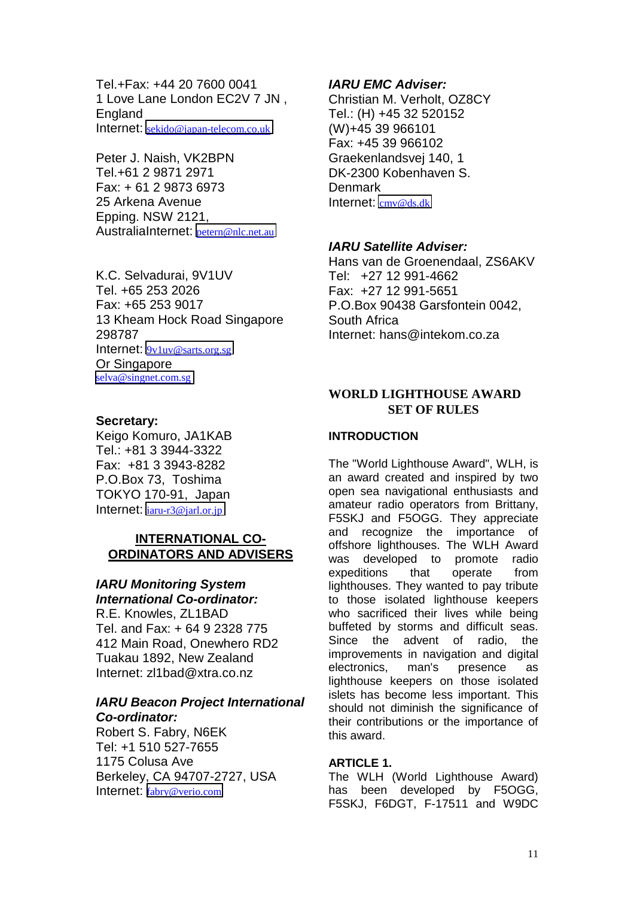Tel.+Fax: +44 20 7600 0041
1 Love Lane London EC2V 7 JN , England
Internet: sekido@japan-telecom.co.uk

Peter J. Naish, VK2BPN
Tel.+61 2 9871 2971
Fax: + 61 2 9873 6973
25 Arkena Avenue
Epping. NSW 2121,
AustraliaInternet: petern@nlc.net.au

K.C. Selvadurai, 9V1UV
Tel. +65 253 2026
Fax: +65 253 9017
13 Kheam Hock Road Singapore 298787
Internet: 9v1uv@sarts.org.sg
Or Singapore
selva@singnet.com.sg

**Secretary:**
Keigo Komuro, JA1KAB
Tel.: +81 3 3944-3322
Fax: +81 3 3943-8282
P.O.Box 73, Toshima
TOKYO 170-91, Japan
Internet: iaru-r3@jarl.or.jp

## INTERNATIONAL CO-ORDINATORS AND ADVISERS

***IARU Monitoring System International Co-ordinator:***
R.E. Knowles, ZL1BAD
Tel. and Fax: + 64 9 2328 775
412 Main Road, Onewhero RD2
Tuakau 1892, New Zealand
Internet: zl1bad@xtra.co.nz

***IARU Beacon Project International Co-ordinator:***
Robert S. Fabry, N6EK
Tel: +1 510 527-7655
1175 Colusa Ave
Berkeley, CA 94707-2727, USA
Internet: fabry@verio.com

***IARU EMC Adviser:***
Christian M. Verholt, OZ8CY
Tel.: (H) +45 32 520152
(W)+45 39 966101
Fax: +45 39 966102
Graekenlandsvej 140, 1
DK-2300 Kobenhaven S.
Denmark
Internet: cmv@ds.dk

***IARU Satellite Adviser:***
Hans van de Groenendaal, ZS6AKV
Tel: +27 12 991-4662
Fax: +27 12 991-5651
P.O.Box 90438 Garsfontein 0042, South Africa
Internet: hans@intekom.co.za

## WORLD LIGHTHOUSE AWARD SET OF RULES

### INTRODUCTION

The "World Lighthouse Award", WLH, is an award created and inspired by two open sea navigational enthusiasts and amateur radio operators from Brittany, F5SKJ and F5OGG. They appreciate and recognize the importance of offshore lighthouses. The WLH Award was developed to promote radio expeditions that operate from lighthouses. They wanted to pay tribute to those isolated lighthouse keepers who sacrificed their lives while being buffeted by storms and difficult seas. Since the advent of radio, the improvements in navigation and digital electronics, man's presence as lighthouse keepers on those isolated islets has become less important. This should not diminish the significance of their contributions or the importance of this award.

### ARTICLE 1.

The WLH (World Lighthouse Award) has been developed by F5OGG, F5SKJ, F6DGT, F-17511 and W9DC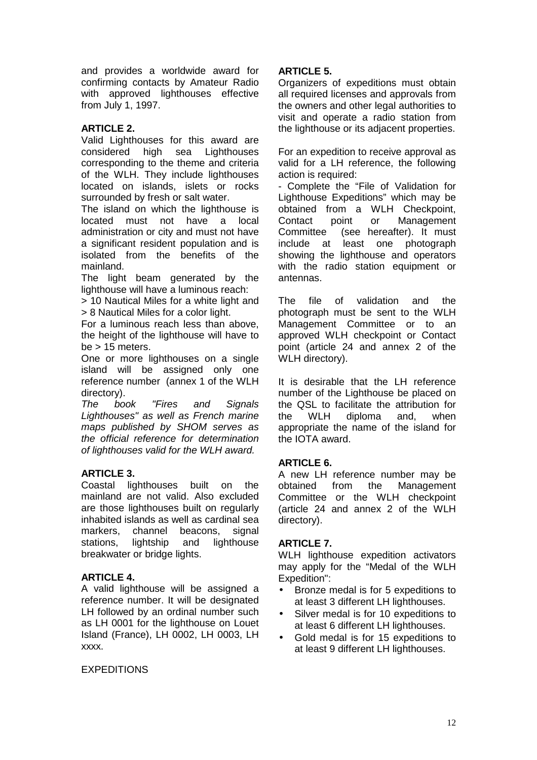and provides a worldwide award for confirming contacts by Amateur Radio with approved lighthouses effective from July 1, 1997.

**ARTICLE 2.**

Valid Lighthouses for this award are considered high sea Lighthouses corresponding to the theme and criteria of the WLH. They include lighthouses located on islands, islets or rocks surrounded by fresh or salt water.

The island on which the lighthouse is located must not have a local administration or city and must not have a significant resident population and is isolated from the benefits of the mainland.

The light beam generated by the lighthouse will have a luminous reach:

> 10 Nautical Miles for a white light and > 8 Nautical Miles for a color light.

For a luminous reach less than above, the height of the lighthouse will have to be > 15 meters.

One or more lighthouses on a single island will be assigned only one reference number (annex 1 of the WLH directory).

*The book "Fires and Signals Lighthouses" as well as French marine maps published by SHOM serves as the official reference for determination of lighthouses valid for the WLH award.*

**ARTICLE 3.**

Coastal lighthouses built on the mainland are not valid. Also excluded are those lighthouses built on regularly inhabited islands as well as cardinal sea markers, channel beacons, signal stations, lightship and lighthouse breakwater or bridge lights.

**ARTICLE 4.**

A valid lighthouse will be assigned a reference number. It will be designated LH followed by an ordinal number such as LH 0001 for the lighthouse on Louet Island (France), LH 0002, LH 0003, LH xxxx.

EXPEDITIONS

**ARTICLE 5.**

Organizers of expeditions must obtain all required licenses and approvals from the owners and other legal authorities to visit and operate a radio station from the lighthouse or its adjacent properties.

For an expedition to receive approval as valid for a LH reference, the following action is required:

- Complete the "File of Validation for Lighthouse Expeditions" which may be obtained from a WLH Checkpoint, Contact point or Management Committee (see hereafter). It must include at least one photograph showing the lighthouse and operators with the radio station equipment or antennas.

The file of validation and the photograph must be sent to the WLH Management Committee or to an approved WLH checkpoint or Contact point (article 24 and annex 2 of the WLH directory).

It is desirable that the LH reference number of the Lighthouse be placed on the QSL to facilitate the attribution for the WLH diploma and, when appropriate the name of the island for the IOTA award.

**ARTICLE 6.**

A new LH reference number may be obtained from the Management Committee or the WLH checkpoint (article 24 and annex 2 of the WLH directory).

**ARTICLE 7.**

WLH lighthouse expedition activators may apply for the "Medal of the WLH Expedition":

- Bronze medal is for 5 expeditions to at least 3 different LH lighthouses.
- Silver medal is for 10 expeditions to at least 6 different LH lighthouses.
- Gold medal is for 15 expeditions to at least 9 different LH lighthouses.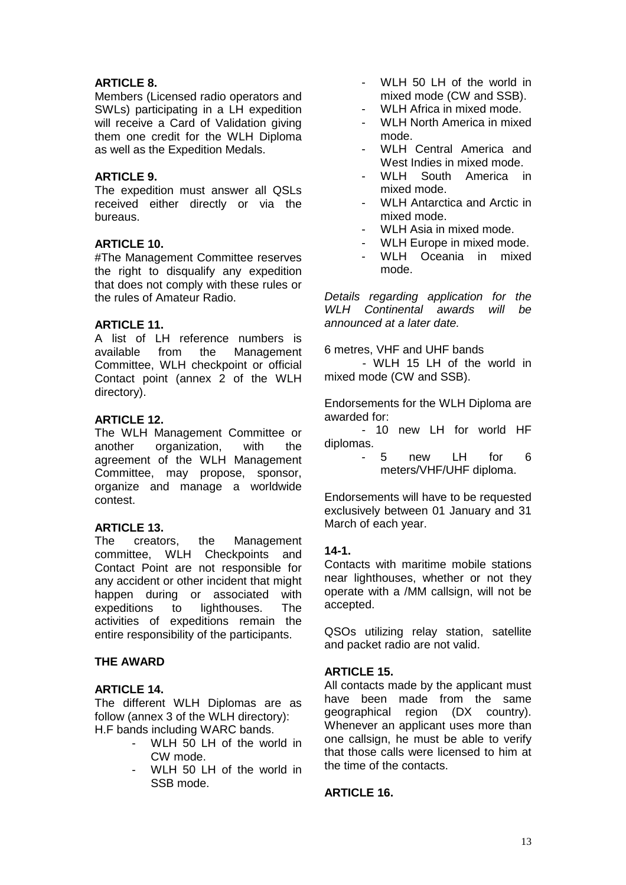**ARTICLE 8.**

Members (Licensed radio operators and SWLs) participating in a LH expedition will receive a Card of Validation giving them one credit for the WLH Diploma as well as the Expedition Medals.

**ARTICLE 9.**

The expedition must answer all QSLs received either directly or via the bureaus.

**ARTICLE 10.**

#The Management Committee reserves the right to disqualify any expedition that does not comply with these rules or the rules of Amateur Radio.

**ARTICLE 11.**

A list of LH reference numbers is available from the Management Committee, WLH checkpoint or official Contact point (annex 2 of the WLH directory).

**ARTICLE 12.**

The WLH Management Committee or another organization, with the agreement of the WLH Management Committee, may propose, sponsor, organize and manage a worldwide contest.

**ARTICLE 13.**

The creators, the Management committee, WLH Checkpoints and Contact Point are not responsible for any accident or other incident that might happen during or associated with expeditions to lighthouses. The activities of expeditions remain the entire responsibility of the participants.

**THE AWARD**

**ARTICLE 14.**

The different WLH Diplomas are as follow (annex 3 of the WLH directory):
H.F bands including WARC bands.

- WLH 50 LH of the world in CW mode.
- WLH 50 LH of the world in SSB mode.
- WLH 50 LH of the world in mixed mode (CW and SSB).
- WLH Africa in mixed mode.
- WLH North America in mixed mode.
- WLH Central America and West Indies in mixed mode.
- WLH South America in mixed mode.
- WLH Antarctica and Arctic in mixed mode.
- WLH Asia in mixed mode.
- WLH Europe in mixed mode.
- WLH Oceania in mixed mode.

*Details regarding application for the WLH Continental awards will be announced at a later date.*

6 metres, VHF and UHF bands

- WLH 15 LH of the world in mixed mode (CW and SSB).

Endorsements for the WLH Diploma are awarded for:

- 10 new LH for world HF diplomas.
- 5 new LH for 6 meters/VHF/UHF diploma.

Endorsements will have to be requested exclusively between 01 January and 31 March of each year.

**14-1.**

Contacts with maritime mobile stations near lighthouses, whether or not they operate with a /MM callsign, will not be accepted.

QSOs utilizing relay station, satellite and packet radio are not valid.

**ARTICLE 15.**

All contacts made by the applicant must have been made from the same geographical region (DX country). Whenever an applicant uses more than one callsign, he must be able to verify that those calls were licensed to him at the time of the contacts.

**ARTICLE 16.**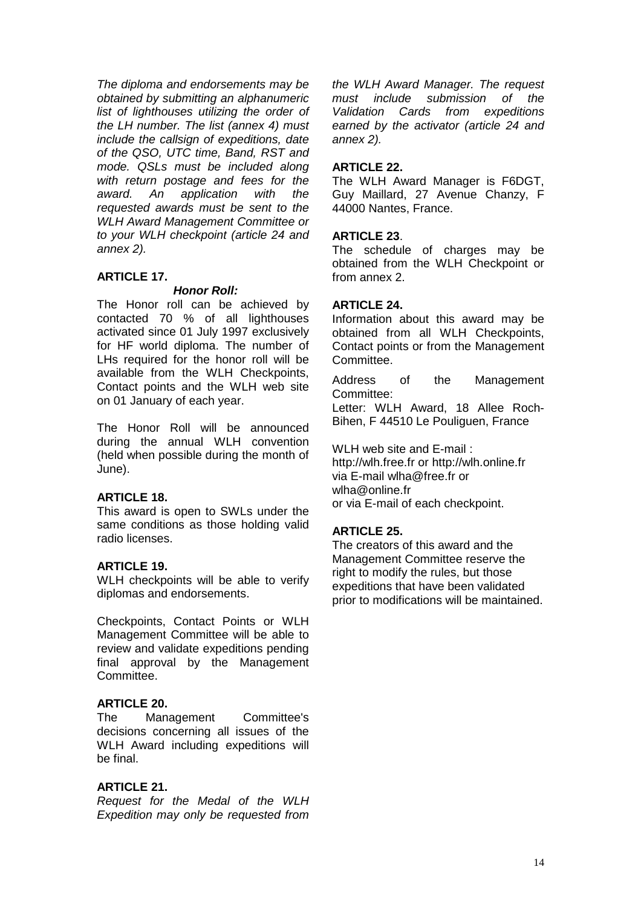*The diploma and endorsements may be obtained by submitting an alphanumeric list of lighthouses utilizing the order of the LH number. The list (annex 4) must include the callsign of expeditions, date of the QSO, UTC time, Band, RST and mode. QSLs must be included along with return postage and fees for the award. An application with the requested awards must be sent to the WLH Award Management Committee or to your WLH checkpoint (article 24 and annex 2).*

**ARTICLE 17.**

***Honor Roll:***

The Honor roll can be achieved by contacted 70 % of all lighthouses activated since 01 July 1997 exclusively for HF world diploma. The number of LHs required for the honor roll will be available from the WLH Checkpoints, Contact points and the WLH web site on 01 January of each year.

The Honor Roll will be announced during the annual WLH convention (held when possible during the month of June).

**ARTICLE 18.**

This award is open to SWLs under the same conditions as those holding valid radio licenses.

**ARTICLE 19.**

WLH checkpoints will be able to verify diplomas and endorsements.

Checkpoints, Contact Points or WLH Management Committee will be able to review and validate expeditions pending final approval by the Management Committee.

**ARTICLE 20.**

The Management Committee's decisions concerning all issues of the WLH Award including expeditions will be final.

**ARTICLE 21.**

*Request for the Medal of the WLH Expedition may only be requested from the WLH Award Manager. The request must include submission of the Validation Cards from expeditions earned by the activator (article 24 and annex 2).*

**ARTICLE 22.**

The WLH Award Manager is F6DGT, Guy Maillard, 27 Avenue Chanzy, F 44000 Nantes, France.

**ARTICLE 23**.

The schedule of charges may be obtained from the WLH Checkpoint or from annex 2.

**ARTICLE 24.**

Information about this award may be obtained from all WLH Checkpoints, Contact points or from the Management Committee.

Address of the Management Committee:
Letter: WLH Award, 18 Allee Roch-Bihen, F 44510 Le Pouliguen, France

WLH web site and E-mail :
http://wlh.free.fr or http://wlh.online.fr
via E-mail wlha@free.fr or
wlha@online.fr
or via E-mail of each checkpoint.

**ARTICLE 25.**

The creators of this award and the Management Committee reserve the right to modify the rules, but those expeditions that have been validated prior to modifications will be maintained.